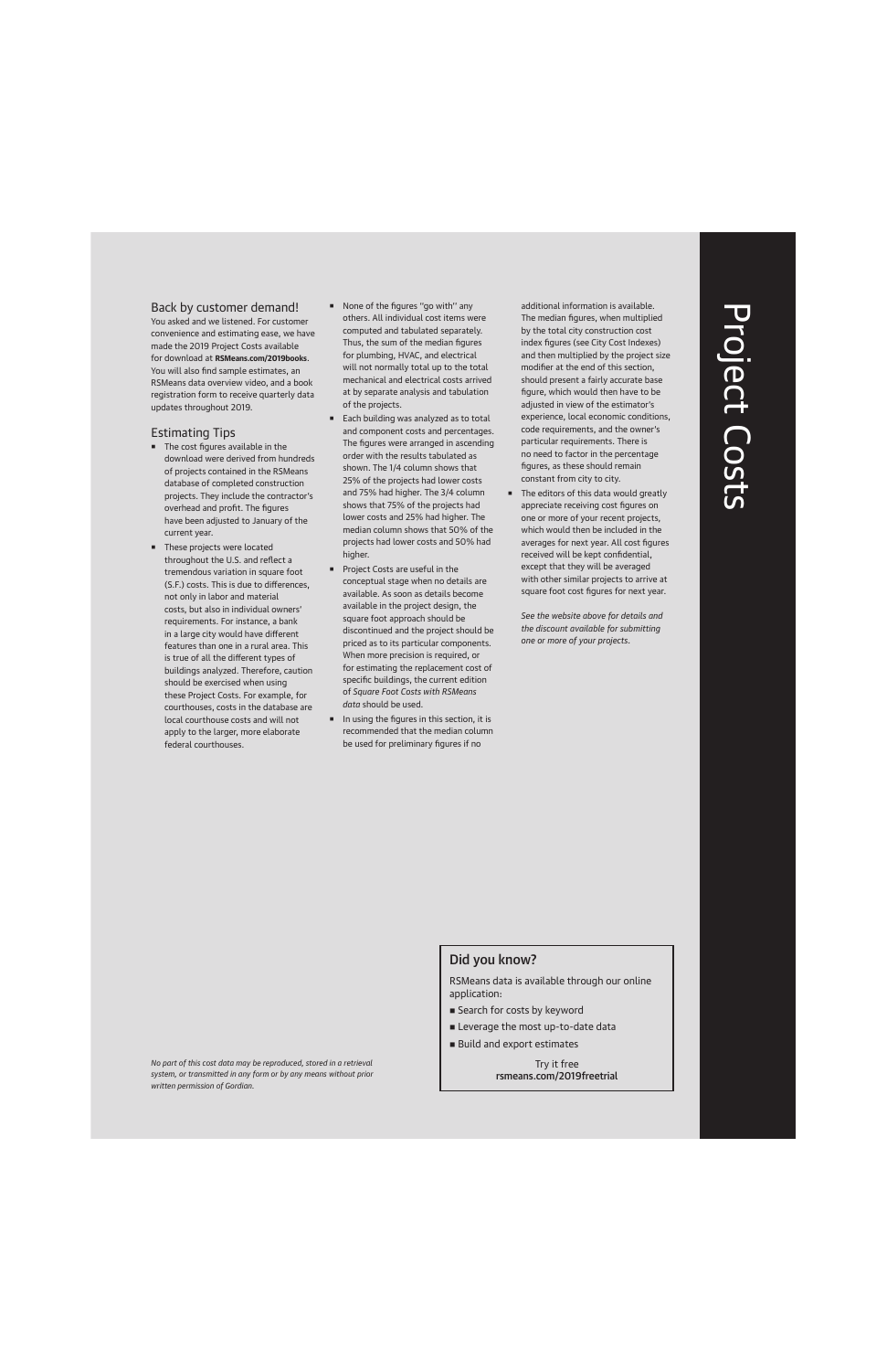# Project Costs

## Back by customer demand!

You asked and we listened. For customer convenience and estimating ease, we have made the 2019 Project Costs available for download at **RSMeans.com/2019books**. You will also find sample estimates, an RSMeans data overview video, and a book registration form to receive quarterly data updates throughout 2019.

## Estimating Tips

- The cost figures available in the download were derived from hundreds of projects contained in the RSMeans database of completed construction projects. They include the contractor's overhead and profit. The figures have been adjusted to January of the current year.
- These projects were located throughout the U.S. and reflect a tremendous variation in square foot (S.F.) costs. This is due to differences, not only in labor and material costs, but also in individual owners' requirements. For instance, a bank in a large city would have different features than one in a rural area. This is true of all the different types of buildings analyzed. Therefore, caution should be exercised when using these Project Costs. For example, for courthouses, costs in the database are local courthouse costs and will not apply to the larger, more elaborate federal courthouses.
- None of the figures "go with" any others. All individual cost items were computed and tabulated separately. Thus, the sum of the median figures for plumbing, HVAC, and electrical will not normally total up to the total mechanical and electrical costs arrived at by separate analysis and tabulation of the projects.
- Each building was analyzed as to total and component costs and percentages. The figures were arranged in ascending order with the results tabulated as shown. The 1/4 column shows that 25% of the projects had lower costs and 75% had higher. The 3/4 column shows that 75% of the projects had lower costs and 25% had higher. The median column shows that 50% of the projects had lower costs and 50% had higher.
- Project Costs are useful in the conceptual stage when no details are available. As soon as details become available in the project design, the square foot approach should be discontinued and the project should be priced as to its particular components. When more precision is required, or for estimating the replacement cost of specific buildings, the current edition of *Square Foot Costs with RSMeans data* should be used.
- In using the figures in this section, it is recommended that the median column be used for preliminary figures if no additional information is available. The median figures, when multiplied by the total city construction cost index figures (see City Cost Indexes) and then multiplied by the project size modifier at the end of this section, should present a fairly accurate base figure, which would then have to be adjusted in view of the estimator's experience, local economic conditions, code requirements, and the owner's particular requirements. There is no need to factor in the percentage figures, as these should remain constant from city to city.
- The editors of this data would greatly appreciate receiving cost figures on one or more of your recent projects, which would then be included in the averages for next year. All cost figures received will be kept confidential, except that they will be averaged with other similar projects to arrive at square foot cost figures for next year.

*See the website above for details and the discount available for submitting one or more of your projects.*

### Did you know?

RSMeans data is available through our online application:

- Search for costs by keyword
- Leverage the most up-to-date data
- Build and export estimates

Try it free
rsmeans.com/2019freetrial

*No part of this cost data may be reproduced, stored in a retrieval system, or transmitted in any form or by any means without prior written permission of Gordian.*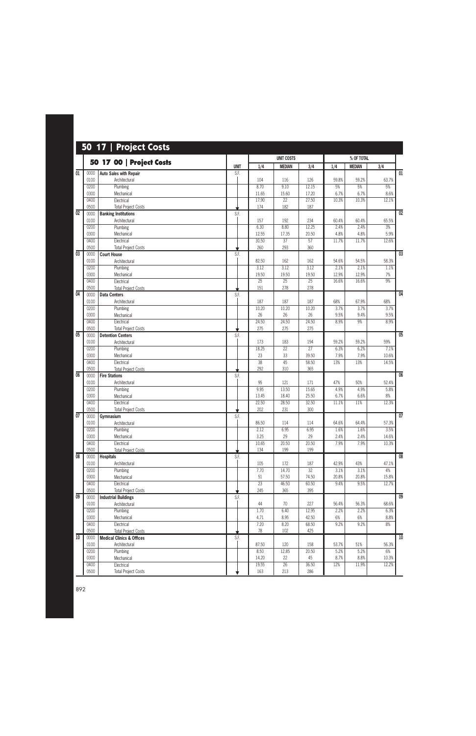# 50 17 | Project Costs

## 50 17 00 | Project Costs

| | | 50 17 00 \| Project Costs | UNIT | UNIT COSTS | | | % OF TOTAL | | | |
|---|---|---|---|---|---|---|---|---|---|---|
| | | | | 1/4 | MEDIAN | 3/4 | 1/4 | MEDIAN | 3/4 | |
| 01 | 0000 | **Auto Sales with Repair** | S.F. | | | | | | | 01 |
| | 0100 | Architectural | | 104 | 116 | 126 | 59.8% | 59.2% | 63.7% | |
| | 0200 | Plumbing | | 8.70 | 9.10 | 12.15 | 5% | 5% | 5% | |
| | 0300 | Mechanical | | 11.65 | 15.60 | 17.20 | 6.7% | 6.7% | 8.6% | |
| | 0400 | Electrical | | 17.90 | 22 | 27.50 | 10.3% | 10.3% | 12.1% | |
| | 0500 | Total Project Costs | | 174 | 182 | 187 | | | | |
| 02 | 0000 | **Banking Institutions** | S.F. | | | | | | | 02 |
| | 0100 | Architectural | | 157 | 192 | 234 | 60.4% | 60.4% | 65.5% | |
| | 0200 | Plumbing | | 6.30 | 8.80 | 12.25 | 2.4% | 2.4% | 3% | |
| | 0300 | Mechanical | | 12.55 | 17.35 | 20.50 | 4.8% | 4.8% | 5.9% | |
| | 0400 | Electrical | | 30.50 | 37 | 57 | 11.7% | 11.7% | 12.6% | |
| | 0500 | Total Project Costs | | 260 | 293 | 360 | | | | |
| 03 | 0000 | **Court House** | S.F. | | | | | | | 03 |
| | 0100 | Architectural | | 82.50 | 162 | 162 | 54.6% | 54.5% | 58.3% | |
| | 0200 | Plumbing | | 3.12 | 3.12 | 3.12 | 2.1% | 2.1% | 1.1% | |
| | 0300 | Mechanical | | 19.50 | 19.50 | 19.50 | 12.9% | 12.9% | 7% | |
| | 0400 | Electrical | | 25 | 25 | 25 | 16.6% | 16.6% | 9% | |
| | 0500 | Total Project Costs | | 151 | 278 | 278 | | | | |
| 04 | 0000 | **Data Centers** | S.F. | | | | | | | 04 |
| | 0100 | Architectural | | 187 | 187 | 187 | 68% | 67.9% | 68% | |
| | 0200 | Plumbing | | 10.20 | 10.20 | 10.20 | 3.7% | 3.7% | 3.7% | |
| | 0300 | Mechanical | | 26 | 26 | 26 | 9.5% | 9.4% | 9.5% | |
| | 0400 | Electrical | | 24.50 | 24.50 | 24.50 | 8.9% | 9% | 8.9% | |
| | 0500 | Total Project Costs | | 275 | 275 | 275 | | | | |
| 05 | 0000 | **Detention Centers** | S.F. | | | | | | | 05 |
| | 0100 | Architectural | | 173 | 183 | 194 | 59.2% | 59.2% | 59% | |
| | 0200 | Plumbing | | 18.25 | 22 | 27 | 6.3% | 6.2% | 7.1% | |
| | 0300 | Mechanical | | 23 | 33 | 39.50 | 7.9% | 7.9% | 10.6% | |
| | 0400 | Electrical | | 38 | 45 | 58.50 | 13% | 13% | 14.5% | |
| | 0500 | Total Project Costs | | 292 | 310 | 365 | | | | |
| 06 | 0000 | **Fire Stations** | S.F. | | | | | | | 06 |
| | 0100 | Architectural | | 95 | 121 | 171 | 47% | 50% | 52.4% | |
| | 0200 | Plumbing | | 9.95 | 13.50 | 15.65 | 4.9% | 4.9% | 5.8% | |
| | 0300 | Mechanical | | 13.45 | 18.40 | 25.50 | 6.7% | 6.6% | 8% | |
| | 0400 | Electrical | | 22.50 | 28.50 | 32.50 | 11.1% | 11% | 12.3% | |
| | 0500 | Total Project Costs | | 202 | 231 | 300 | | | | |
| 07 | 0000 | **Gymnasium** | S.F. | | | | | | | 07 |
| | 0100 | Architectural | | 86.50 | 114 | 114 | 64.6% | 64.4% | 57.3% | |
| | 0200 | Plumbing | | 2.12 | 6.95 | 6.95 | 1.6% | 1.6% | 3.5% | |
| | 0300 | Mechanical | | 3.25 | 29 | 29 | 2.4% | 2.4% | 14.6% | |
| | 0400 | Electrical | | 10.65 | 20.50 | 20.50 | 7.9% | 7.9% | 10.3% | |
| | 0500 | Total Project Costs | | 134 | 199 | 199 | | | | |
| 08 | 0000 | **Hospitals** | S.F. | | | | | | | 08 |
| | 0100 | Architectural | | 105 | 172 | 187 | 42.9% | 43% | 47.1% | |
| | 0200 | Plumbing | | 7.70 | 14.70 | 32 | 3.1% | 3.1% | 4% | |
| | 0300 | Mechanical | | 51 | 57.50 | 74.50 | 20.8% | 20.8% | 15.8% | |
| | 0400 | Electrical | | 23 | 46.50 | 60.50 | 9.4% | 9.5% | 12.7% | |
| | 0500 | Total Project Costs | | 245 | 365 | 395 | | | | |
| 09 | 0000 | **Industrial Buildings** | S.F. | | | | | | | 09 |
| | 0100 | Architectural | | 44 | 70 | 227 | 56.4% | 56.3% | 68.6% | |
| | 0200 | Plumbing | | 1.70 | 6.40 | 12.95 | 2.2% | 2.2% | 6.3% | |
| | 0300 | Mechanical | | 4.71 | 8.95 | 42.50 | 6% | 6% | 8.8% | |
| | 0400 | Electrical | | 7.20 | 8.20 | 68.50 | 9.2% | 9.2% | 8% | |
| | 0500 | Total Project Costs | | 78 | 102 | 425 | | | | |
| 10 | 0000 | **Medical Clinics & Offices** | S.F. | | | | | | | 10 |
| | 0100 | Architectural | | 87.50 | 120 | 158 | 53.7% | 51% | 56.3% | |
| | 0200 | Plumbing | | 8.50 | 12.85 | 20.50 | 5.2% | 5.2% | 6% | |
| | 0300 | Mechanical | | 14.20 | 22 | 45 | 8.7% | 8.8% | 10.3% | |
| | 0400 | Electrical | | 19.55 | 26 | 36.50 | 12% | 11.9% | 12.2% | |
| | 0500 | Total Project Costs | | 163 | 213 | 286 | | | | |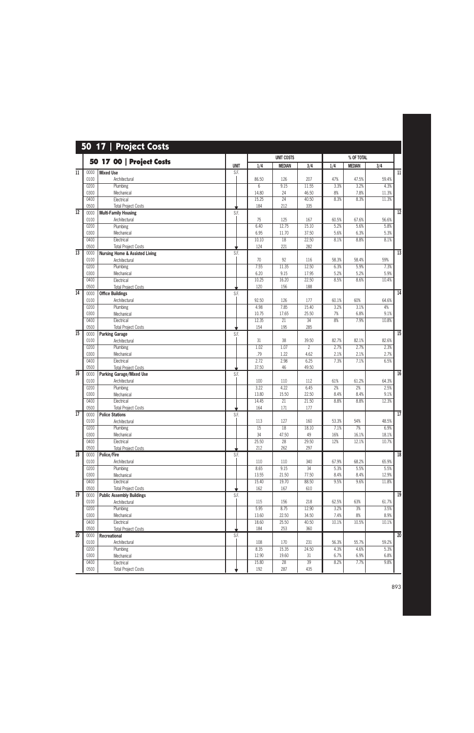# 50 17 | Project Costs

## 50 17 00 | Project Costs

| | | | UNIT | UNIT COSTS | | | % OF TOTAL | | |
|---|---|---|---|---|---|---|---|---|---|
| | | | | 1/4 | MEDIAN | 3/4 | 1/4 | MEDIAN | 3/4 |
| 11 | 0000 | **Mixed Use** | S.F. | | | | | | |
| | 0100 | Architectural | | 86.50 | 126 | 207 | 47% | 47.5% | 59.4% |
| | 0200 | Plumbing | | 6 | 9.15 | 11.55 | 3.3% | 3.2% | 4.3% |
| | 0300 | Mechanical | | 14.80 | 24 | 46.50 | 8% | 7.8% | 11.3% |
| | 0400 | Electrical | | 15.25 | 24 | 40.50 | 8.3% | 8.3% | 11.3% |
| | 0500 | Total Project Costs | | 184 | 212 | 335 | | | |
| 12 | 0000 | **Multi-Family Housing** | S.F. | | | | | | |
| | 0100 | Architectural | | 75 | 125 | 167 | 60.5% | 67.6% | 56.6% |
| | 0200 | Plumbing | | 6.40 | 12.75 | 15.10 | 5.2% | 5.6% | 5.8% |
| | 0300 | Mechanical | | 6.95 | 11.70 | 37.50 | 5.6% | 6.3% | 5.3% |
| | 0400 | Electrical | | 10.10 | 18 | 22.50 | 8.1% | 8.8% | 8.1% |
| | 0500 | Total Project Costs | | 124 | 221 | 282 | | | |
| 13 | 0000 | **Nursing Home & Assisted Living** | S.F. | | | | | | |
| | 0100 | Architectural | | 70 | 92 | 116 | 58.3% | 58.4% | 59% |
| | 0200 | Plumbing | | 7.55 | 11.35 | 12.50 | 6.3% | 5.9% | 7.3% |
| | 0300 | Mechanical | | 6.20 | 9.15 | 17.95 | 5.2% | 5.2% | 5.9% |
| | 0400 | Electrical | | 10.25 | 16.20 | 22.50 | 8.5% | 8.6% | 10.4% |
| | 0500 | Total Project Costs | | 120 | 156 | 188 | | | |
| 14 | 0000 | **Office Buildings** | S.F. | | | | | | |
| | 0100 | Architectural | | 92.50 | 126 | 177 | 60.1% | 60% | 64.6% |
| | 0200 | Plumbing | | 4.98 | 7.85 | 15.40 | 3.2% | 3.1% | 4% |
| | 0300 | Mechanical | | 10.75 | 17.65 | 25.50 | 7% | 6.8% | 9.1% |
| | 0400 | Electrical | | 12.35 | 21 | 34 | 8% | 7.9% | 10.8% |
| | 0500 | Total Project Costs | | 154 | 195 | 285 | | | |
| 15 | 0000 | **Parking Garage** | S.F. | | | | | | |
| | 0100 | Architectural | | 31 | 38 | 39.50 | 82.7% | 82.1% | 82.6% |
| | 0200 | Plumbing | | 1.02 | 1.07 | 2 | 2.7% | 2.7% | 2.3% |
| | 0300 | Mechanical | | .79 | 1.22 | 4.62 | 2.1% | 2.1% | 2.7% |
| | 0400 | Electrical | | 2.72 | 2.98 | 6.25 | 7.3% | 7.1% | 6.5% |
| | 0500 | Total Project Costs | | 37.50 | 46 | 49.50 | | | |
| 16 | 0000 | **Parking Garage/Mixed Use** | S.F. | | | | | | |
| | 0100 | Architectural | | 100 | 110 | 112 | 61% | 61.2% | 64.3% |
| | 0200 | Plumbing | | 3.22 | 4.22 | 6.45 | 2% | 2% | 2.5% |
| | 0300 | Mechanical | | 13.80 | 15.50 | 22.50 | 8.4% | 8.4% | 9.1% |
| | 0400 | Electrical | | 14.45 | 21 | 21.50 | 8.8% | 8.8% | 12.3% |
| | 0500 | Total Project Costs | | 164 | 171 | 177 | | | |
| 17 | 0000 | **Police Stations** | S.F. | | | | | | |
| | 0100 | Architectural | | 113 | 127 | 160 | 53.3% | 54% | 48.5% |
| | 0200 | Plumbing | | 15 | 18 | 18.10 | 7.1% | 7% | 6.9% |
| | 0300 | Mechanical | | 34 | 47.50 | 49 | 16% | 16.1% | 18.1% |
| | 0400 | Electrical | | 25.50 | 28 | 29.50 | 12% | 12.1% | 10.7% |
| | 0500 | Total Project Costs | | 212 | 262 | 297 | | | |
| 18 | 0000 | **Police/Fire** | S.F. | | | | | | |
| | 0100 | Architectural | | 110 | 110 | 340 | 67.9% | 68.2% | 65.9% |
| | 0200 | Plumbing | | 8.65 | 9.15 | 34 | 5.3% | 5.5% | 5.5% |
| | 0300 | Mechanical | | 13.55 | 21.50 | 77.50 | 8.4% | 8.4% | 12.9% |
| | 0400 | Electrical | | 15.40 | 19.70 | 88.50 | 9.5% | 9.6% | 11.8% |
| | 0500 | Total Project Costs | | 162 | 167 | 610 | | | |
| 19 | 0000 | **Public Assembly Buildings** | S.F. | | | | | | |
| | 0100 | Architectural | | 115 | 156 | 218 | 62.5% | 63% | 61.7% |
| | 0200 | Plumbing | | 5.95 | 8.75 | 12.90 | 3.2% | 3% | 3.5% |
| | 0300 | Mechanical | | 13.60 | 22.50 | 34.50 | 7.4% | 8% | 8.9% |
| | 0400 | Electrical | | 18.60 | 25.50 | 40.50 | 10.1% | 10.5% | 10.1% |
| | 0500 | Total Project Costs | | 184 | 253 | 360 | | | |
| 20 | 0000 | **Recreational** | S.F. | | | | | | |
| | 0100 | Architectural | | 108 | 170 | 231 | 56.3% | 55.7% | 59.2% |
| | 0200 | Plumbing | | 8.35 | 15.35 | 24.50 | 4.3% | 4.6% | 5.3% |
| | 0300 | Mechanical | | 12.90 | 19.60 | 31 | 6.7% | 6.9% | 6.8% |
| | 0400 | Electrical | | 15.80 | 28 | 39 | 8.2% | 7.7% | 9.8% |
| | 0500 | Total Project Costs | | 192 | 287 | 435 | | | |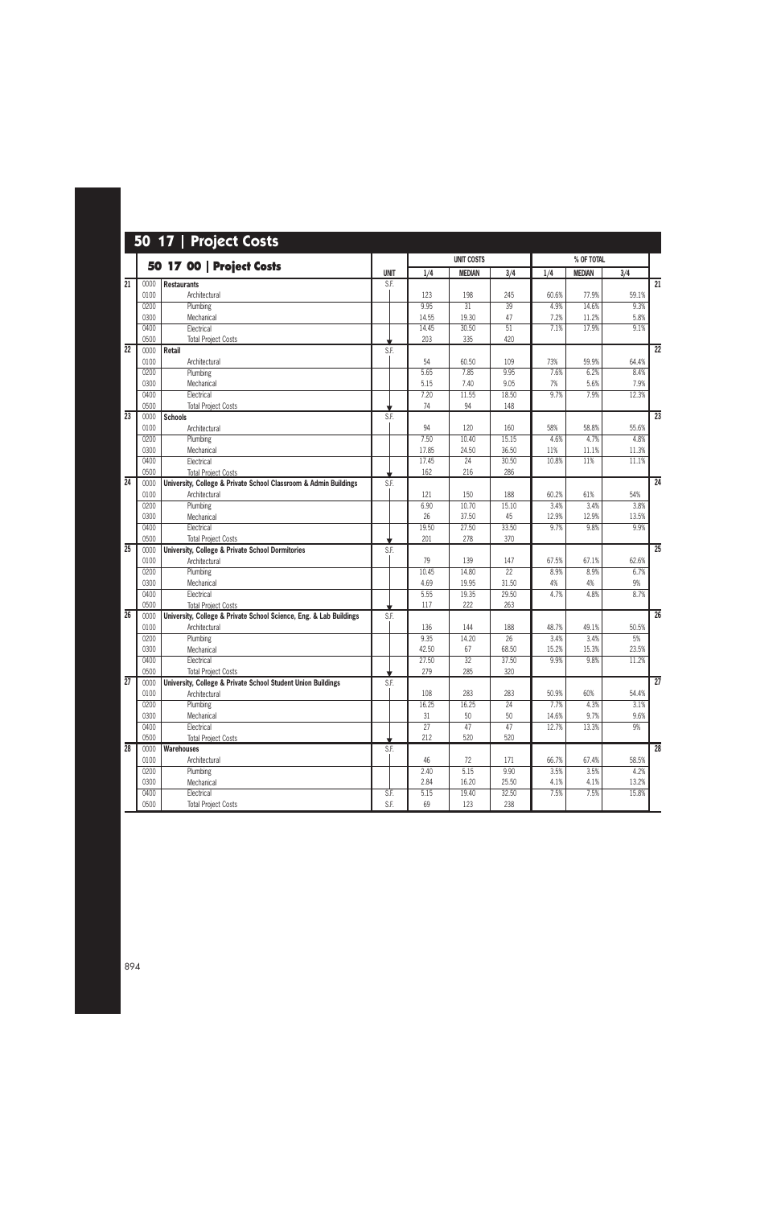# 50 17 | Project Costs

## 50 17 00 | Project Costs

| | | | UNIT | UNIT COSTS | | | % OF TOTAL | | |
|---|---|---|---|---|---|---|---|---|---|
| | | | | 1/4 | MEDIAN | 3/4 | 1/4 | MEDIAN | 3/4 |
| 21 | 0000 | **Restaurants** | S.F. | | | | | | |
| | 0100 | Architectural | | 123 | 198 | 245 | 60.6% | 77.9% | 59.1% |
| | 0200 | Plumbing | | 9.95 | 31 | 39 | 4.9% | 14.6% | 9.3% |
| | 0300 | Mechanical | | 14.55 | 19.30 | 47 | 7.2% | 11.2% | 5.8% |
| | 0400 | Electrical | | 14.45 | 30.50 | 51 | 7.1% | 17.9% | 9.1% |
| | 0500 | Total Project Costs | | 203 | 335 | 420 | | | |
| 22 | 0000 | **Retail** | S.F. | | | | | | |
| | 0100 | Architectural | | 54 | 60.50 | 109 | 73% | 59.9% | 64.4% |
| | 0200 | Plumbing | | 5.65 | 7.85 | 9.95 | 7.6% | 6.2% | 8.4% |
| | 0300 | Mechanical | | 5.15 | 7.40 | 9.05 | 7% | 5.6% | 7.9% |
| | 0400 | Electrical | | 7.20 | 11.55 | 18.50 | 9.7% | 7.9% | 12.3% |
| | 0500 | Total Project Costs | | 74 | 94 | 148 | | | |
| 23 | 0000 | **Schools** | S.F. | | | | | | |
| | 0100 | Architectural | | 94 | 120 | 160 | 58% | 58.8% | 55.6% |
| | 0200 | Plumbing | | 7.50 | 10.40 | 15.15 | 4.6% | 4.7% | 4.8% |
| | 0300 | Mechanical | | 17.85 | 24.50 | 36.50 | 11% | 11.1% | 11.3% |
| | 0400 | Electrical | | 17.45 | 24 | 30.50 | 10.8% | 11% | 11.1% |
| | 0500 | Total Project Costs | | 162 | 216 | 286 | | | |
| 24 | 0000 | **University, College & Private School Classroom & Admin Buildings** | S.F. | | | | | | |
| | 0100 | Architectural | | 121 | 150 | 188 | 60.2% | 61% | 54% |
| | 0200 | Plumbing | | 6.90 | 10.70 | 15.10 | 3.4% | 3.4% | 3.8% |
| | 0300 | Mechanical | | 26 | 37.50 | 45 | 12.9% | 12.9% | 13.5% |
| | 0400 | Electrical | | 19.50 | 27.50 | 33.50 | 9.7% | 9.8% | 9.9% |
| | 0500 | Total Project Costs | | 201 | 278 | 370 | | | |
| 25 | 0000 | **University, College & Private School Dormitories** | S.F. | | | | | | |
| | 0100 | Architectural | | 79 | 139 | 147 | 67.5% | 67.1% | 62.6% |
| | 0200 | Plumbing | | 10.45 | 14.80 | 22 | 8.9% | 8.9% | 6.7% |
| | 0300 | Mechanical | | 4.69 | 19.95 | 31.50 | 4% | 4% | 9% |
| | 0400 | Electrical | | 5.55 | 19.35 | 29.50 | 4.7% | 4.8% | 8.7% |
| | 0500 | Total Project Costs | | 117 | 222 | 263 | | | |
| 26 | 0000 | **University, College & Private School Science, Eng. & Lab Buildings** | S.F. | | | | | | |
| | 0100 | Architectural | | 136 | 144 | 188 | 48.7% | 49.1% | 50.5% |
| | 0200 | Plumbing | | 9.35 | 14.20 | 26 | 3.4% | 3.4% | 5% |
| | 0300 | Mechanical | | 42.50 | 67 | 68.50 | 15.2% | 15.3% | 23.5% |
| | 0400 | Electrical | | 27.50 | 32 | 37.50 | 9.9% | 9.8% | 11.2% |
| | 0500 | Total Project Costs | | 279 | 285 | 320 | | | |
| 27 | 0000 | **University, College & Private School Student Union Buildings** | S.F. | | | | | | |
| | 0100 | Architectural | | 108 | 283 | 283 | 50.9% | 60% | 54.4% |
| | 0200 | Plumbing | | 16.25 | 16.25 | 24 | 7.7% | 4.3% | 3.1% |
| | 0300 | Mechanical | | 31 | 50 | 50 | 14.6% | 9.7% | 9.6% |
| | 0400 | Electrical | | 27 | 47 | 47 | 12.7% | 13.3% | 9% |
| | 0500 | Total Project Costs | | 212 | 520 | 520 | | | |
| 28 | 0000 | **Warehouses** | S.F. | | | | | | |
| | 0100 | Architectural | | 46 | 72 | 171 | 66.7% | 67.4% | 58.5% |
| | 0200 | Plumbing | | 2.40 | 5.15 | 9.90 | 3.5% | 3.5% | 4.2% |
| | 0300 | Mechanical | | 2.84 | 16.20 | 25.50 | 4.1% | 4.1% | 13.2% |
| | 0400 | Electrical | S.F. | 5.15 | 19.40 | 32.50 | 7.5% | 7.5% | 15.8% |
| | 0500 | Total Project Costs | S.F. | 69 | 123 | 238 | | | |